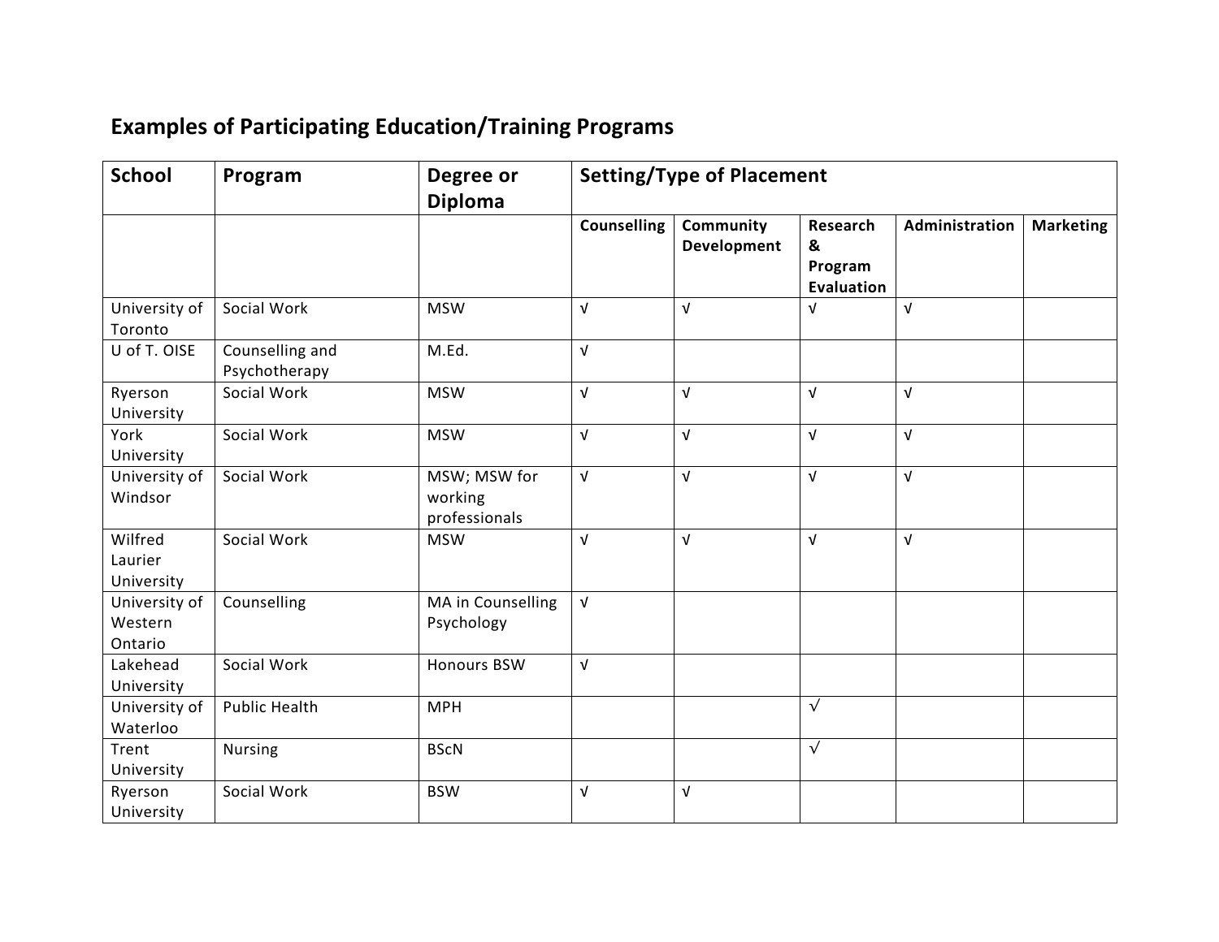## Examples of Participating Education/Training Programs

| School | Program | Degree or Diploma | Setting/Type of Placement | | | | |
|---|---|---|---|---|---|---|---|
| | | | Counselling | Community Development | Research & Program Evaluation | Administration | Marketing |
| University of Toronto | Social Work | MSW | √ | √ | √ | √ | |
| U of T. OISE | Counselling and Psychotherapy | M.Ed. | √ | | | | |
| Ryerson University | Social Work | MSW | √ | √ | √ | √ | |
| York University | Social Work | MSW | √ | √ | √ | √ | |
| University of Windsor | Social Work | MSW; MSW for working professionals | √ | √ | √ | √ | |
| Wilfred Laurier University | Social Work | MSW | √ | √ | √ | √ | |
| University of Western Ontario | Counselling | MA in Counselling Psychology | √ | | | | |
| Lakehead University | Social Work | Honours BSW | √ | | | | |
| University of Waterloo | Public Health | MPH | | | √ | | |
| Trent University | Nursing | BScN | | | √ | | |
| Ryerson University | Social Work | BSW | √ | √ | | | |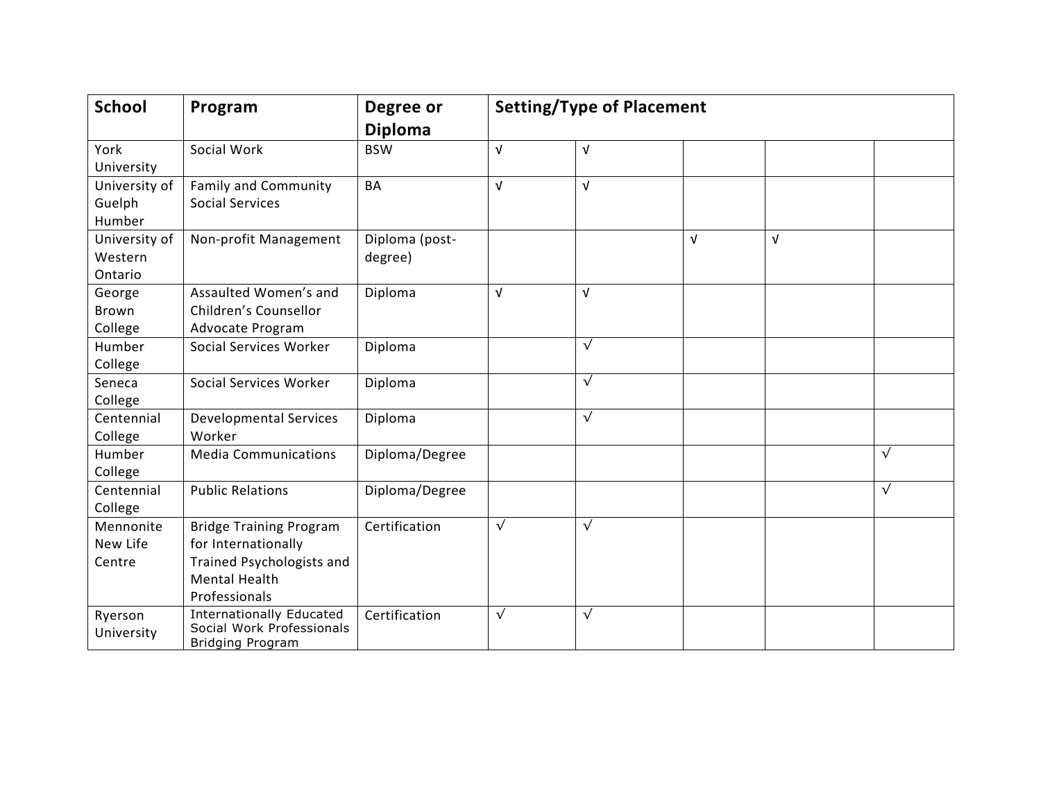| School | Program | Degree or Diploma | Setting/Type of Placement | | | | |
|---|---|---|---|---|---|---|---|
| York University | Social Work | BSW | √ | √ | | | |
| University of Guelph Humber | Family and Community Social Services | BA | √ | √ | | | |
| University of Western Ontario | Non-profit Management | Diploma (post-degree) | | | √ | √ | |
| George Brown College | Assaulted Women's and Children's Counsellor Advocate Program | Diploma | √ | √ | | | |
| Humber College | Social Services Worker | Diploma | | √ | | | |
| Seneca College | Social Services Worker | Diploma | | √ | | | |
| Centennial College | Developmental Services Worker | Diploma | | √ | | | |
| Humber College | Media Communications | Diploma/Degree | | | | | √ |
| Centennial College | Public Relations | Diploma/Degree | | | | | √ |
| Mennonite New Life Centre | Bridge Training Program for Internationally Trained Psychologists and Mental Health Professionals | Certification | √ | √ | | | |
| Ryerson University | Internationally Educated Social Work Professionals Bridging Program | Certification | √ | √ | | | |